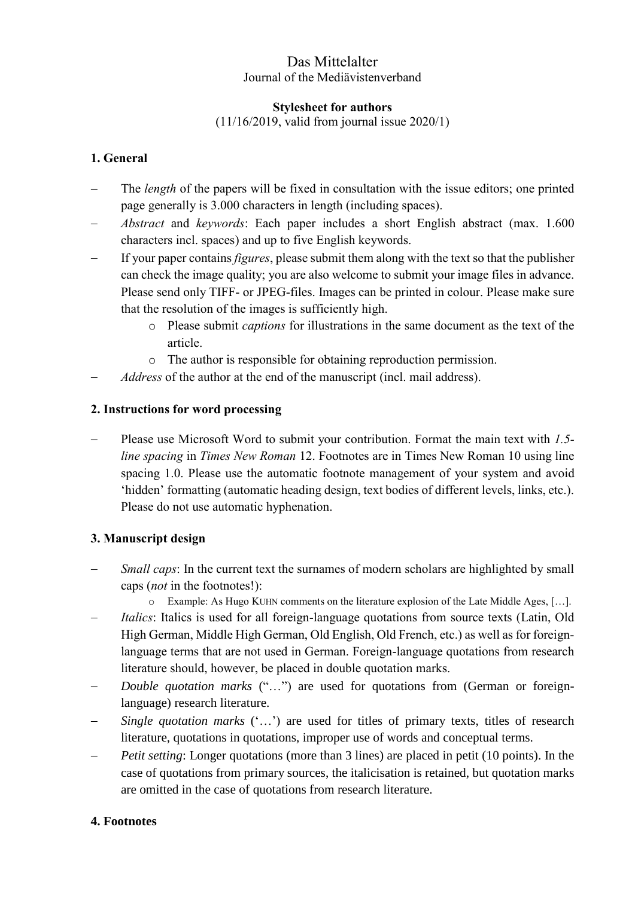Das Mittelalter
Journal of the Mediävistenverband

**Stylesheet for authors**
(11/16/2019, valid from journal issue 2020/1)

## 1. General

- The *length* of the papers will be fixed in consultation with the issue editors; one printed page generally is 3.000 characters in length (including spaces).
- *Abstract* and *keywords*: Each paper includes a short English abstract (max. 1.600 characters incl. spaces) and up to five English keywords.
- If your paper contains *figures*, please submit them along with the text so that the publisher can check the image quality; you are also welcome to submit your image files in advance. Please send only TIFF- or JPEG-files. Images can be printed in colour. Please make sure that the resolution of the images is sufficiently high.
  - Please submit *captions* for illustrations in the same document as the text of the article.
  - The author is responsible for obtaining reproduction permission.
- *Address* of the author at the end of the manuscript (incl. mail address).

## 2. Instructions for word processing

- Please use Microsoft Word to submit your contribution. Format the main text with *1.5-line spacing* in *Times New Roman* 12. Footnotes are in Times New Roman 10 using line spacing 1.0. Please use the automatic footnote management of your system and avoid 'hidden' formatting (automatic heading design, text bodies of different levels, links, etc.). Please do not use automatic hyphenation.

## 3. Manuscript design

- *Small caps*: In the current text the surnames of modern scholars are highlighted by small caps (*not* in the footnotes!):
  - Example: As Hugo KUHN comments on the literature explosion of the Late Middle Ages, […].
- *Italics*: Italics is used for all foreign-language quotations from source texts (Latin, Old High German, Middle High German, Old English, Old French, etc.) as well as for foreign-language terms that are not used in German. Foreign-language quotations from research literature should, however, be placed in double quotation marks.
- *Double quotation marks* ("…") are used for quotations from (German or foreign-language) research literature.
- *Single quotation marks* ('…') are used for titles of primary texts, titles of research literature, quotations in quotations, improper use of words and conceptual terms.
- *Petit setting*: Longer quotations (more than 3 lines) are placed in petit (10 points). In the case of quotations from primary sources, the italicisation is retained, but quotation marks are omitted in the case of quotations from research literature.

## 4. Footnotes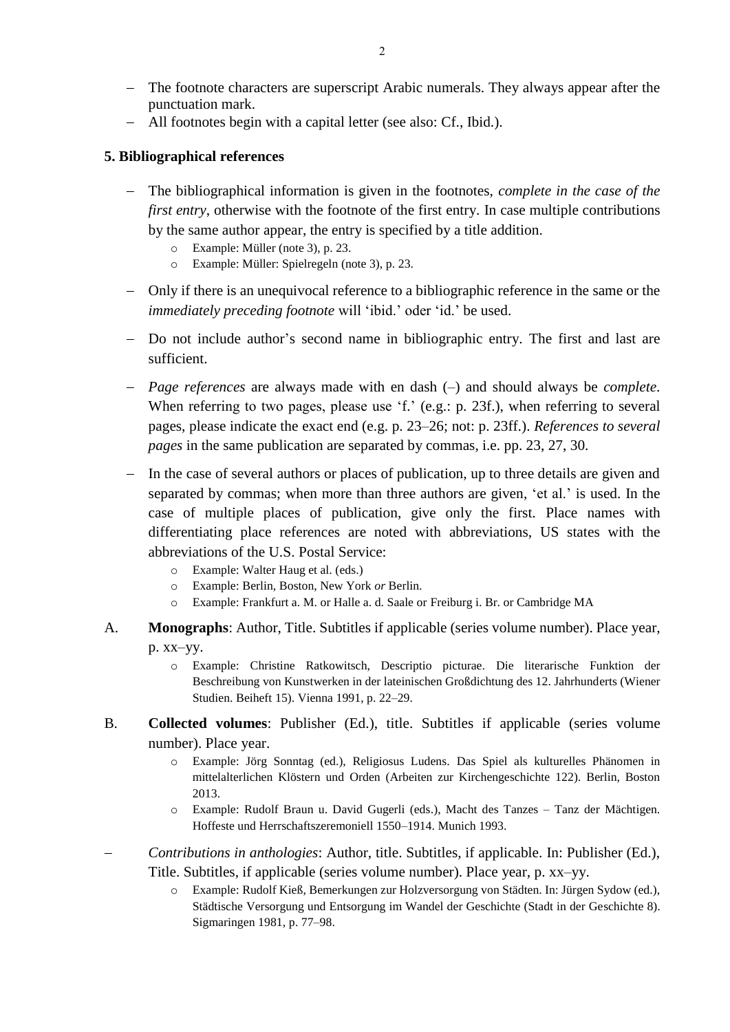- The footnote characters are superscript Arabic numerals. They always appear after the punctuation mark.
- All footnotes begin with a capital letter (see also: Cf., Ibid.).

### 5. Bibliographical references

- The bibliographical information is given in the footnotes, *complete in the case of the first entry*, otherwise with the footnote of the first entry. In case multiple contributions by the same author appear, the entry is specified by a title addition.
  - Example: Müller (note 3), p. 23.
  - Example: Müller: Spielregeln (note 3), p. 23.

- Only if there is an unequivocal reference to a bibliographic reference in the same or the *immediately preceding footnote* will 'ibid.' oder 'id.' be used.

- Do not include author's second name in bibliographic entry. The first and last are sufficient.

- *Page references* are always made with en dash (–) and should always be *complete*. When referring to two pages, please use 'f.' (e.g.: p. 23f.), when referring to several pages, please indicate the exact end (e.g. p. 23–26; not: p. 23ff.). *References to several pages* in the same publication are separated by commas, i.e. pp. 23, 27, 30.

- In the case of several authors or places of publication, up to three details are given and separated by commas; when more than three authors are given, 'et al.' is used. In the case of multiple places of publication, give only the first. Place names with differentiating place references are noted with abbreviations, US states with the abbreviations of the U.S. Postal Service:
  - Example: Walter Haug et al. (eds.)
  - Example: Berlin, Boston, New York *or* Berlin.
  - Example: Frankfurt a. M. or Halle a. d. Saale or Freiburg i. Br. or Cambridge MA

A. **Monographs**: Author, Title. Subtitles if applicable (series volume number). Place year, p. xx–yy.
  - Example: Christine Ratkowitsch, Descriptio picturae. Die literarische Funktion der Beschreibung von Kunstwerken in der lateinischen Großdichtung des 12. Jahrhunderts (Wiener Studien. Beiheft 15). Vienna 1991, p. 22–29.

B. **Collected volumes**: Publisher (Ed.), title. Subtitles if applicable (series volume number). Place year.
  - Example: Jörg Sonntag (ed.), Religiosus Ludens. Das Spiel als kulturelles Phänomen in mittelalterlichen Klöstern und Orden (Arbeiten zur Kirchengeschichte 122). Berlin, Boston 2013.
  - Example: Rudolf Braun u. David Gugerli (eds.), Macht des Tanzes – Tanz der Mächtigen. Hoffeste und Herrschaftszeremoniell 1550–1914. Munich 1993.

- *Contributions in anthologies*: Author, title. Subtitles, if applicable. In: Publisher (Ed.), Title. Subtitles, if applicable (series volume number). Place year, p. xx–yy.
  - Example: Rudolf Kieß, Bemerkungen zur Holzversorgung von Städten. In: Jürgen Sydow (ed.), Städtische Versorgung und Entsorgung im Wandel der Geschichte (Stadt in der Geschichte 8). Sigmaringen 1981, p. 77–98.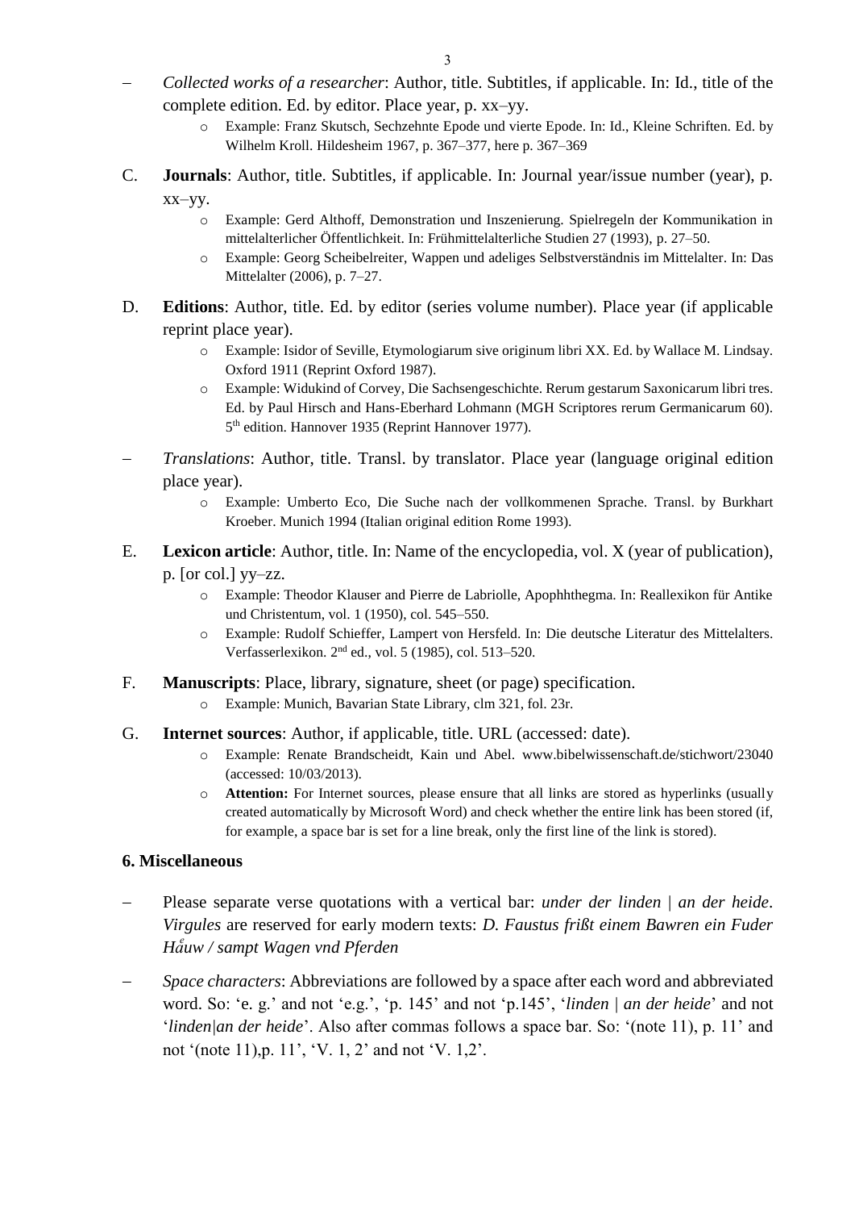- *Collected works of a researcher*: Author, title. Subtitles, if applicable. In: Id., title of the complete edition. Ed. by editor. Place year, p. xx–yy.
    - Example: Franz Skutsch, Sechzehnte Epode und vierte Epode. In: Id., Kleine Schriften. Ed. by Wilhelm Kroll. Hildesheim 1967, p. 367–377, here p. 367–369

C. **Journals**: Author, title. Subtitles, if applicable. In: Journal year/issue number (year), p. xx–yy.
- Example: Gerd Althoff, Demonstration und Inszenierung. Spielregeln der Kommunikation in mittelalterlicher Öffentlichkeit. In: Frühmittelalterliche Studien 27 (1993), p. 27–50.
- Example: Georg Scheibelreiter, Wappen und adeliges Selbstverständnis im Mittelalter. In: Das Mittelalter (2006), p. 7–27.

D. **Editions**: Author, title. Ed. by editor (series volume number). Place year (if applicable reprint place year).
- Example: Isidor of Seville, Etymologiarum sive originum libri XX. Ed. by Wallace M. Lindsay. Oxford 1911 (Reprint Oxford 1987).
- Example: Widukind of Corvey, Die Sachsengeschichte. Rerum gestarum Saxonicarum libri tres. Ed. by Paul Hirsch and Hans-Eberhard Lohmann (MGH Scriptores rerum Germanicarum 60). 5th edition. Hannover 1935 (Reprint Hannover 1977).

- *Translations*: Author, title. Transl. by translator. Place year (language original edition place year).
    - Example: Umberto Eco, Die Suche nach der vollkommenen Sprache. Transl. by Burkhart Kroeber. Munich 1994 (Italian original edition Rome 1993).

E. **Lexicon article**: Author, title. In: Name of the encyclopedia, vol. X (year of publication), p. [or col.] yy–zz.
- Example: Theodor Klauser and Pierre de Labriolle, Apophhthegma. In: Reallexikon für Antike und Christentum, vol. 1 (1950), col. 545–550.
- Example: Rudolf Schieffer, Lampert von Hersfeld. In: Die deutsche Literatur des Mittelalters. Verfasserlexikon. 2nd ed., vol. 5 (1985), col. 513–520.

F. **Manuscripts**: Place, library, signature, sheet (or page) specification.
- Example: Munich, Bavarian State Library, clm 321, fol. 23r.

G. **Internet sources**: Author, if applicable, title. URL (accessed: date).
- Example: Renate Brandscheidt, Kain und Abel. www.bibelwissenschaft.de/stichwort/23040 (accessed: 10/03/2013).
- **Attention:** For Internet sources, please ensure that all links are stored as hyperlinks (usually created automatically by Microsoft Word) and check whether the entire link has been stored (if, for example, a space bar is set for a line break, only the first line of the link is stored).

### 6. Miscellaneous

- Please separate verse quotations with a vertical bar: *under der linden | an der heide*. *Virgules* are reserved for early modern texts: *D. Faustus frißt einem Bawren ein Fuder Håuw / sampt Wagen vnd Pferden*
- *Space characters*: Abbreviations are followed by a space after each word and abbreviated word. So: 'e. g.' and not 'e.g.', 'p. 145' and not 'p.145', '*linden | an der heide*' and not '*linden|an der heide*'. Also after commas follows a space bar. So: '(note 11), p. 11' and not '(note 11),p. 11', 'V. 1, 2' and not 'V. 1,2'.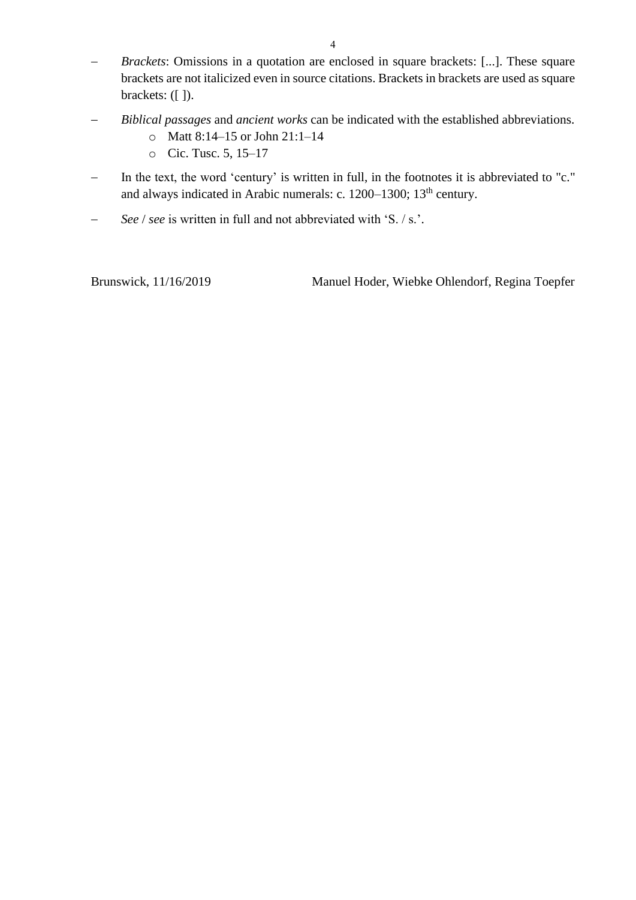- *Brackets*: Omissions in a quotation are enclosed in square brackets: [...]. These square brackets are not italicized even in source citations. Brackets in brackets are used as square brackets: ([ ]).

- *Biblical passages* and *ancient works* can be indicated with the established abbreviations.
  - Matt 8:14–15 or John 21:1–14
  - Cic. Tusc. 5, 15–17

- In the text, the word 'century' is written in full, in the footnotes it is abbreviated to "c." and always indicated in Arabic numerals: c. 1200–1300; 13th century.

- *See* / *see* is written in full and not abbreviated with 'S. / s.'.

Brunswick, 11/16/2019 Manuel Hoder, Wiebke Ohlendorf, Regina Toepfer